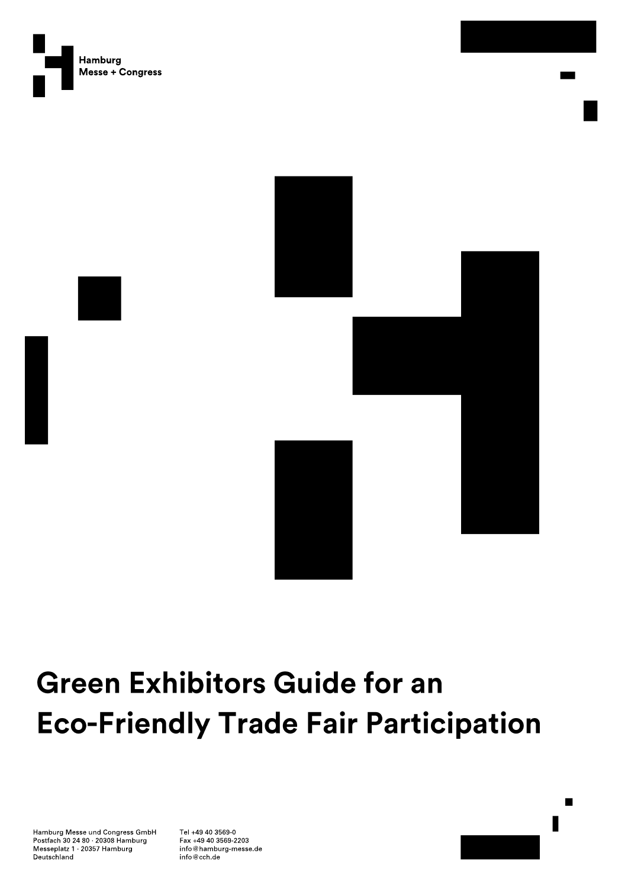Hamburg
Messe + Congress

# Green Exhibitors Guide for an Eco-Friendly Trade Fair Participation

Hamburg Messe und Congress GmbH
Postfach 30 24 80 · 20308 Hamburg
Messeplatz 1 · 20357 Hamburg
Deutschland

Tel +49 40 3569-0
Fax +49 40 3569-2203
info@hamburg-messe.de
info@cch.de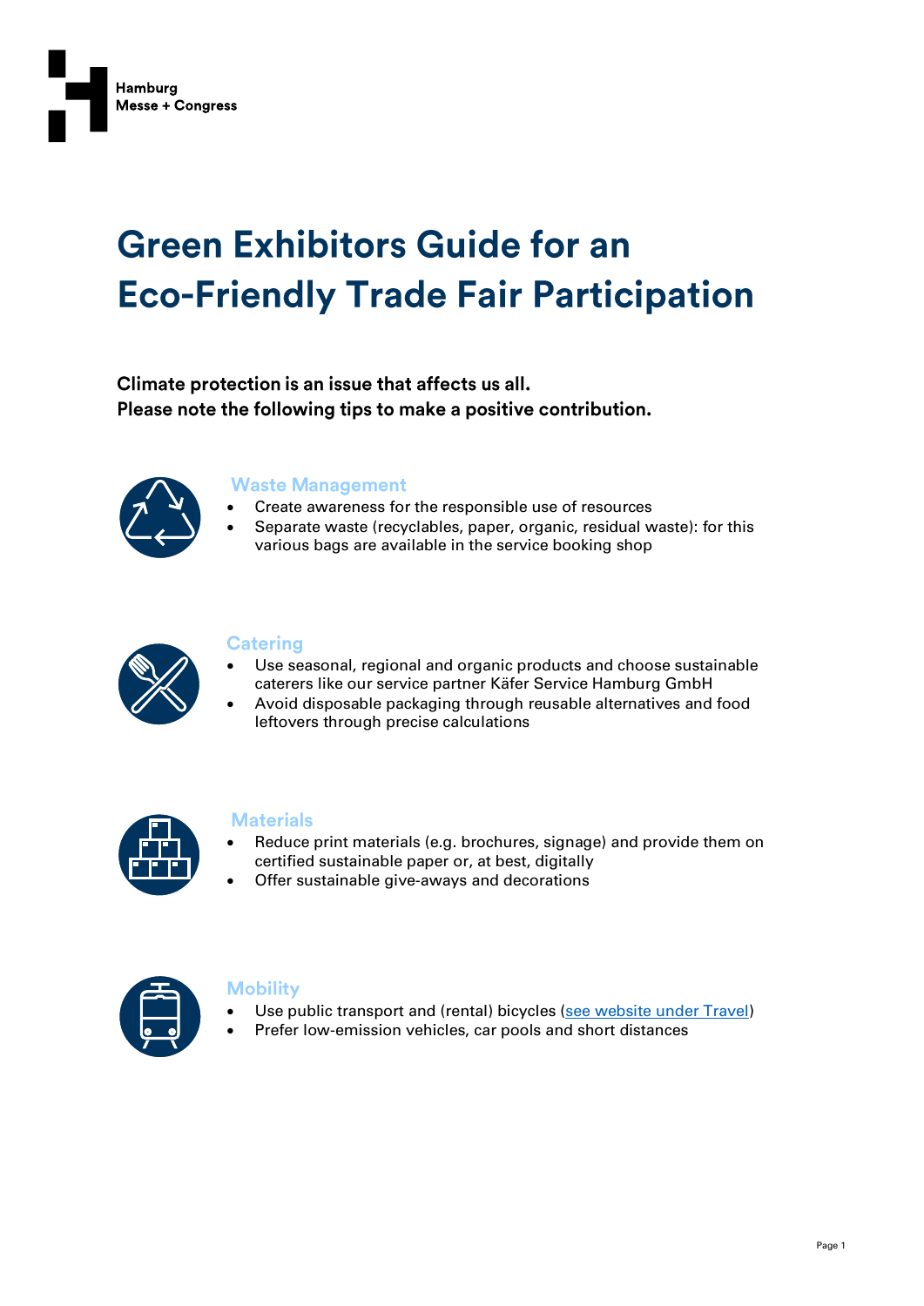Hamburg
Messe + Congress

# Green Exhibitors Guide for an Eco-Friendly Trade Fair Participation

**Climate protection is an issue that affects us all.**
**Please note the following tips to make a positive contribution.**

## Waste Management

- Create awareness for the responsible use of resources
- Separate waste (recyclables, paper, organic, residual waste): for this various bags are available in the service booking shop

## Catering

- Use seasonal, regional and organic products and choose sustainable caterers like our service partner Käfer Service Hamburg GmbH
- Avoid disposable packaging through reusable alternatives and food leftovers through precise calculations

## Materials

- Reduce print materials (e.g. brochures, signage) and provide them on certified sustainable paper or, at best, digitally
- Offer sustainable give-aways and decorations

## Mobility

- Use public transport and (rental) bicycles (see website under Travel)
- Prefer low-emission vehicles, car pools and short distances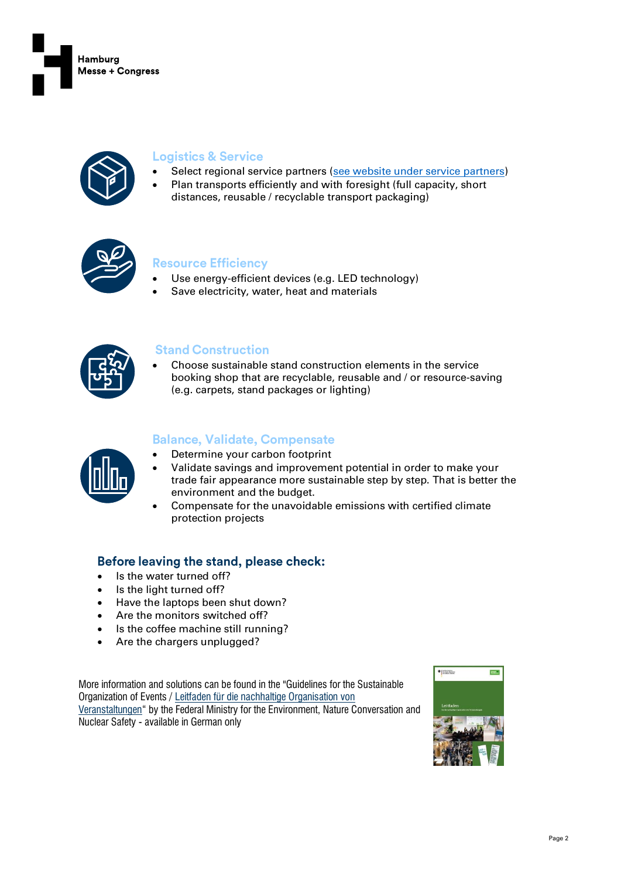Hamburg
Messe + Congress

## Logistics & Service

- Select regional service partners ([see website under service partners]())
- Plan transports efficiently and with foresight (full capacity, short distances, reusable / recyclable transport packaging)

## Resource Efficiency

- Use energy-efficient devices (e.g. LED technology)
- Save electricity, water, heat and materials

## Stand Construction

- Choose sustainable stand construction elements in the service booking shop that are recyclable, reusable and / or resource-saving (e.g. carpets, stand packages or lighting)

## Balance, Validate, Compensate

- Determine your carbon footprint
- Validate savings and improvement potential in order to make your trade fair appearance more sustainable step by step. That is better the environment and the budget.
- Compensate for the unavoidable emissions with certified climate protection projects

## Before leaving the stand, please check:

- Is the water turned off?
- Is the light turned off?
- Have the laptops been shut down?
- Are the monitors switched off?
- Is the coffee machine still running?
- Are the chargers unplugged?

More information and solutions can be found in the "Guidelines for the Sustainable Organization of Events / [Leitfaden für die nachhaltige Organisation von Veranstaltungen]()“ by the Federal Ministry for the Environment, Nature Conversation and Nuclear Safety - available in German only